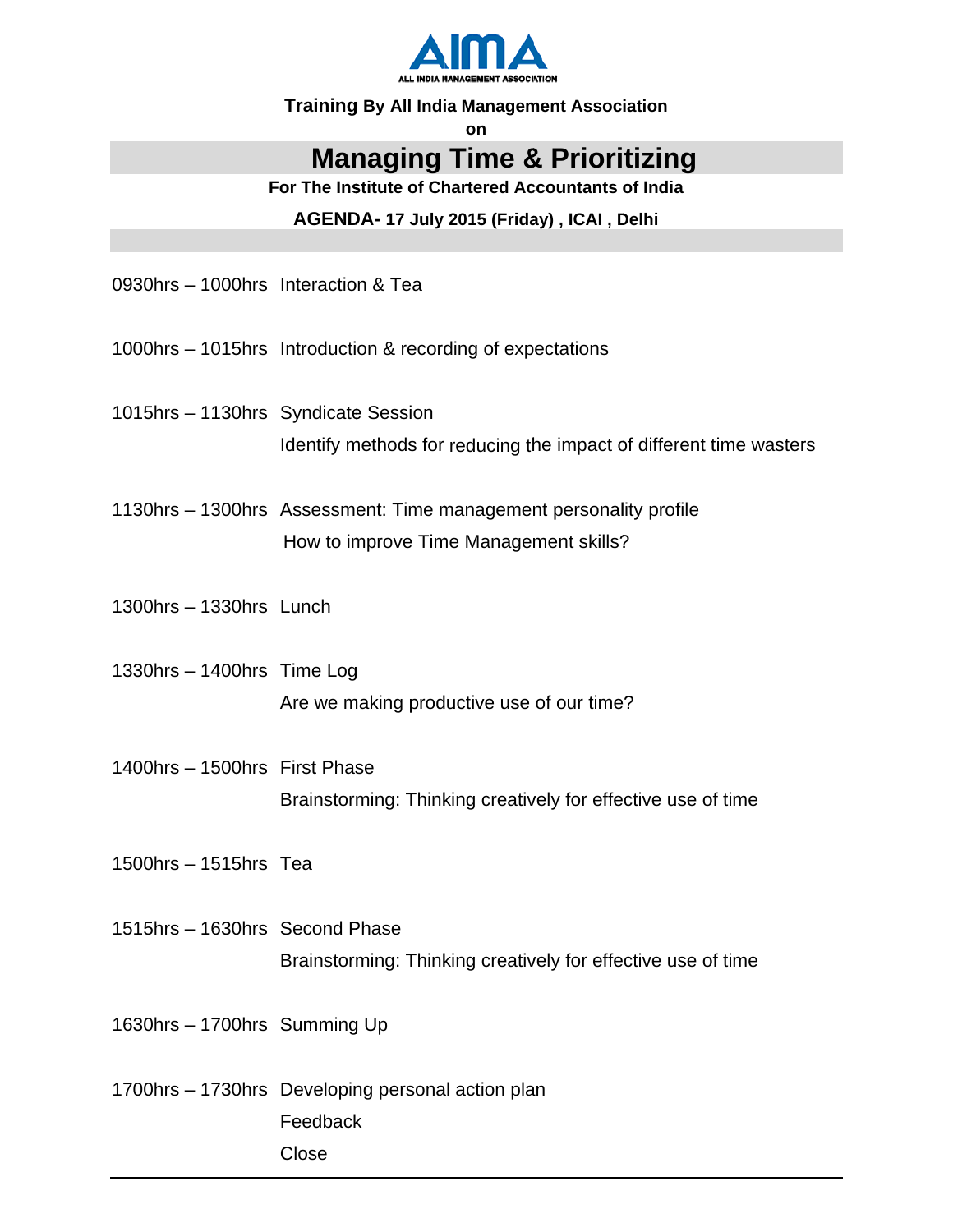AIMA
ALL INDIA MANAGEMENT ASSOCIATION

**Training By All India Management Association**

**on**

# Managing Time & Prioritizing

**For The Institute of Chartered Accountants of India**

**AGENDA- 17 July 2015 (Friday) , ICAI , Delhi**

| | |
|---|---|
| 0930hrs – 1000hrs | Interaction & Tea |
| 1000hrs – 1015hrs | Introduction & recording of expectations |
| 1015hrs – 1130hrs | Syndicate Session<br>Identify methods for reducing the impact of different time wasters |
| 1130hrs – 1300hrs | Assessment: Time management personality profile<br>How to improve Time Management skills? |
| 1300hrs – 1330hrs | Lunch |
| 1330hrs – 1400hrs | Time Log<br>Are we making productive use of our time? |
| 1400hrs – 1500hrs | First Phase<br>Brainstorming: Thinking creatively for effective use of time |
| 1500hrs – 1515hrs | Tea |
| 1515hrs – 1630hrs | Second Phase<br>Brainstorming: Thinking creatively for effective use of time |
| 1630hrs – 1700hrs | Summing Up |
| 1700hrs – 1730hrs | Developing personal action plan<br>Feedback<br>Close |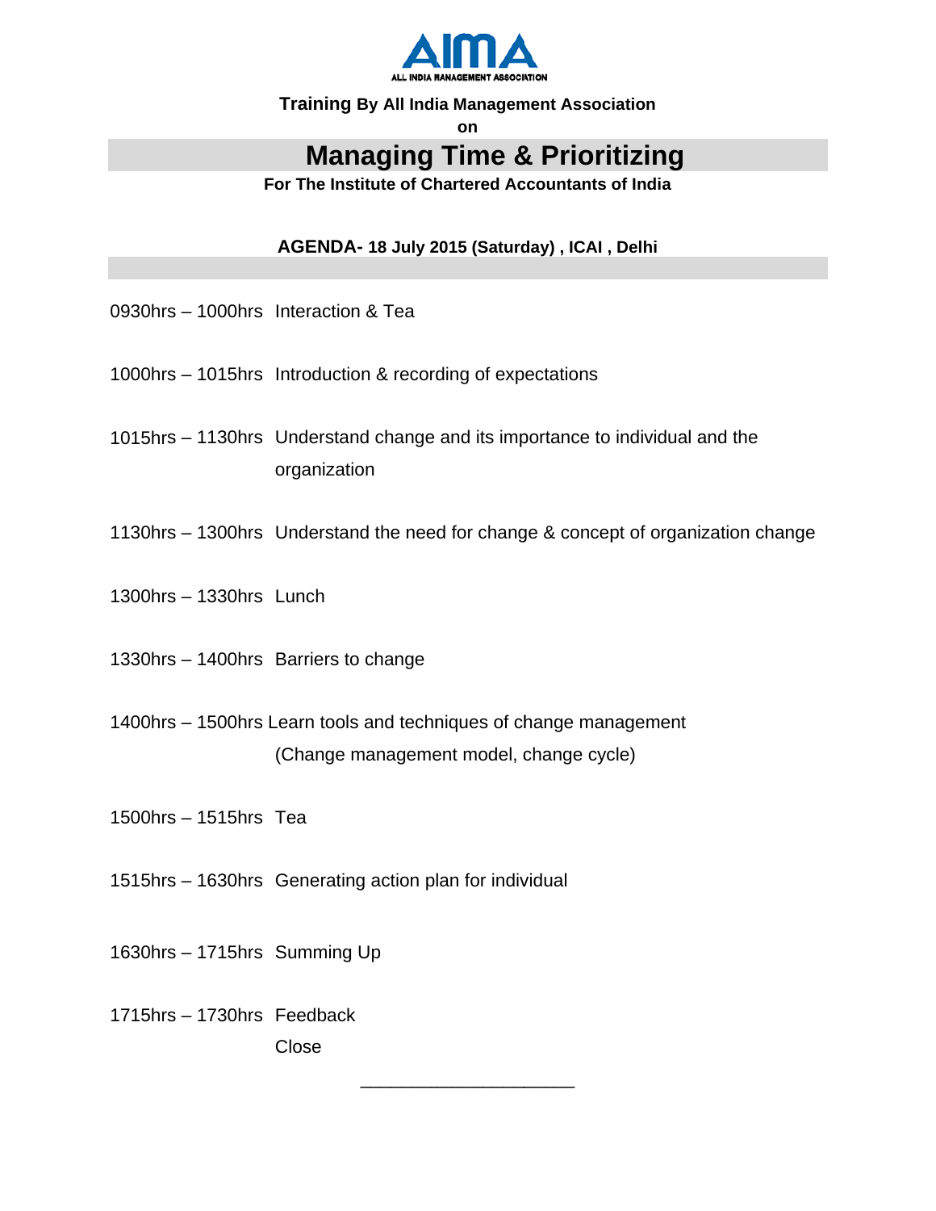AIMA
ALL INDIA MANAGEMENT ASSOCIATION

**Training By All India Management Association**

**on**

# Managing Time & Prioritizing

**For The Institute of Chartered Accountants of India**

**AGENDA- 18 July 2015 (Saturday) , ICAI , Delhi**

| | |
|---|---|
| 0930hrs – 1000hrs | Interaction & Tea |
| 1000hrs – 1015hrs | Introduction & recording of expectations |
| 1015hrs – 1130hrs | Understand change and its importance to individual and the organization |
| 1130hrs – 1300hrs | Understand the need for change & concept of organization change |
| 1300hrs – 1330hrs | Lunch |
| 1330hrs – 1400hrs | Barriers to change |
| 1400hrs – 1500hrs | Learn tools and techniques of change management (Change management model, change cycle) |
| 1500hrs – 1515hrs | Tea |
| 1515hrs – 1630hrs | Generating action plan for individual |
| 1630hrs – 1715hrs | Summing Up |
| 1715hrs – 1730hrs | Feedback<br>Close |

\_\_\_\_\_\_\_\_\_\_\_\_\_\_\_\_\_\_\_\_\_\_